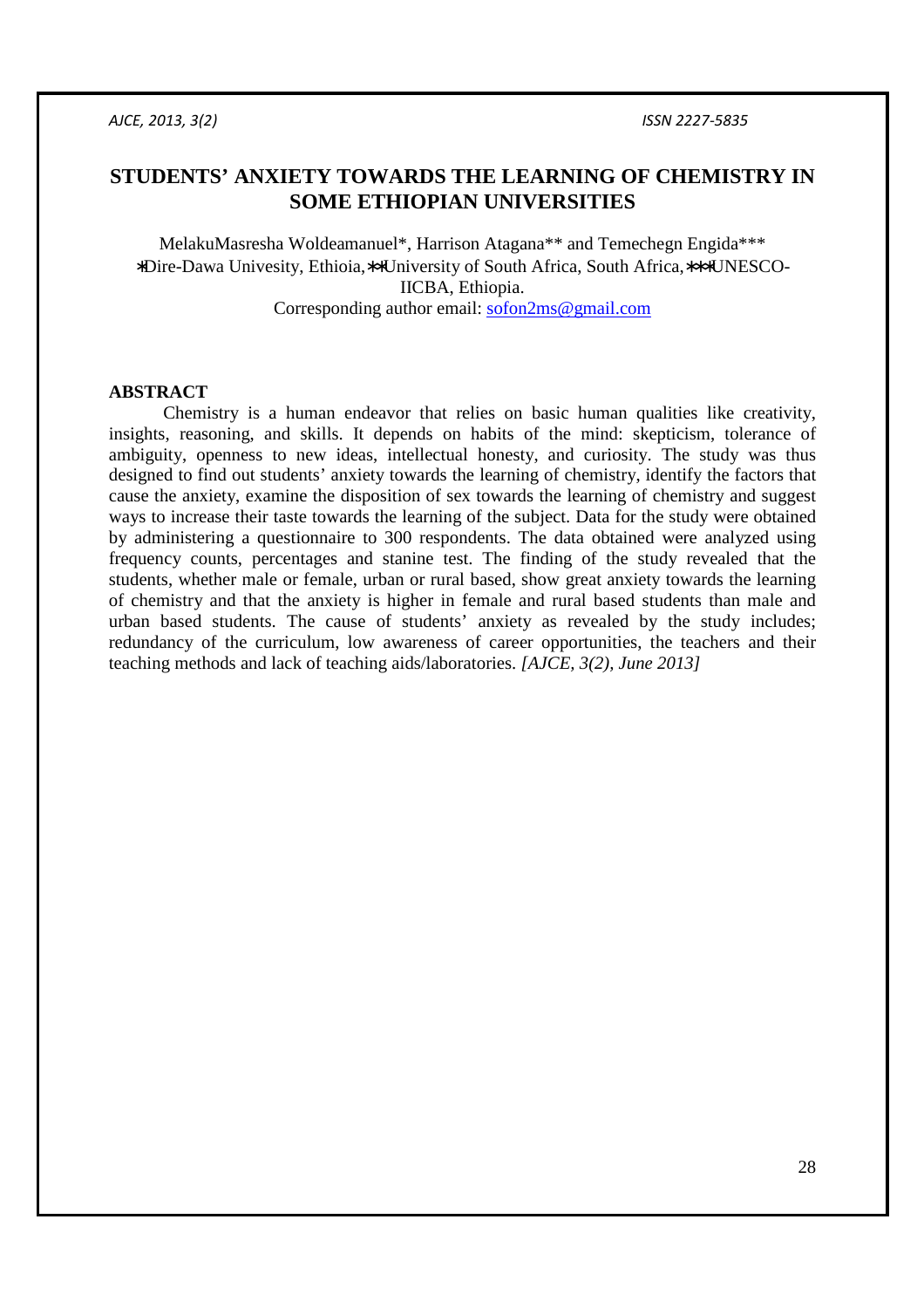# STUDENTS' ANXIETY TOWARDS THE LEARNING OF CHEMISTRY IN SOME ETHIOPIAN UNIVERSITIES

MelakuMasresha Woldeamanuel*, Harrison Atagana** and Temechegn Engida***

*Dire-Dawa Univesity, Ethioia, **University of South Africa, South Africa, ***UNESCO-IICBA, Ethiopia.

Corresponding author email: sofon2ms@gmail.com

## ABSTRACT

Chemistry is a human endeavor that relies on basic human qualities like creativity, insights, reasoning, and skills. It depends on habits of the mind: skepticism, tolerance of ambiguity, openness to new ideas, intellectual honesty, and curiosity. The study was thus designed to find out students' anxiety towards the learning of chemistry, identify the factors that cause the anxiety, examine the disposition of sex towards the learning of chemistry and suggest ways to increase their taste towards the learning of the subject. Data for the study were obtained by administering a questionnaire to 300 respondents. The data obtained were analyzed using frequency counts, percentages and stanine test. The finding of the study revealed that the students, whether male or female, urban or rural based, show great anxiety towards the learning of chemistry and that the anxiety is higher in female and rural based students than male and urban based students. The cause of students' anxiety as revealed by the study includes; redundancy of the curriculum, low awareness of career opportunities, the teachers and their teaching methods and lack of teaching aids/laboratories. *[AJCE, 3(2), June 2013]*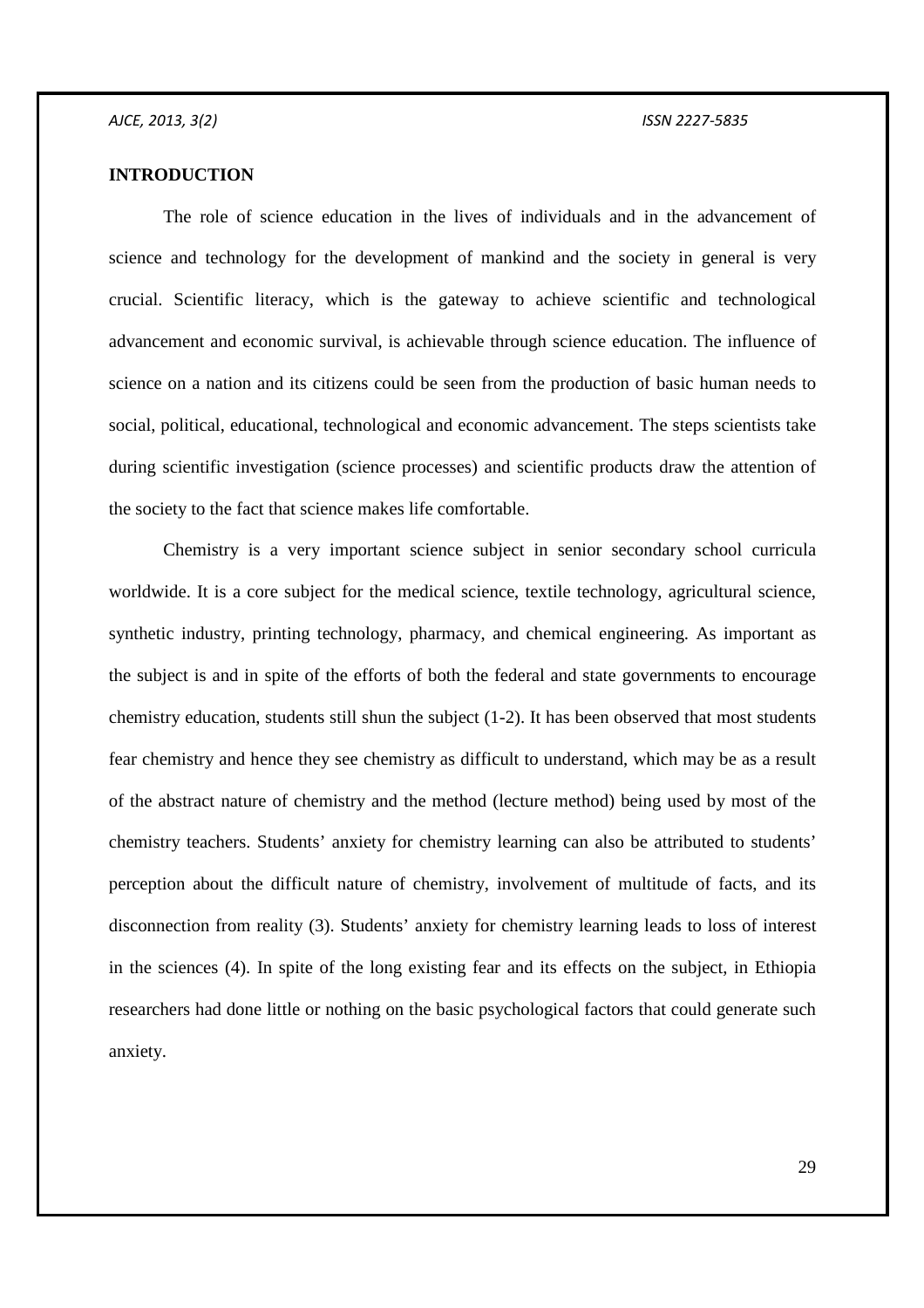## INTRODUCTION

The role of science education in the lives of individuals and in the advancement of science and technology for the development of mankind and the society in general is very crucial. Scientific literacy, which is the gateway to achieve scientific and technological advancement and economic survival, is achievable through science education. The influence of science on a nation and its citizens could be seen from the production of basic human needs to social, political, educational, technological and economic advancement. The steps scientists take during scientific investigation (science processes) and scientific products draw the attention of the society to the fact that science makes life comfortable.

Chemistry is a very important science subject in senior secondary school curricula worldwide. It is a core subject for the medical science, textile technology, agricultural science, synthetic industry, printing technology, pharmacy, and chemical engineering. As important as the subject is and in spite of the efforts of both the federal and state governments to encourage chemistry education, students still shun the subject (1-2). It has been observed that most students fear chemistry and hence they see chemistry as difficult to understand, which may be as a result of the abstract nature of chemistry and the method (lecture method) being used by most of the chemistry teachers. Students' anxiety for chemistry learning can also be attributed to students' perception about the difficult nature of chemistry, involvement of multitude of facts, and its disconnection from reality (3). Students' anxiety for chemistry learning leads to loss of interest in the sciences (4). In spite of the long existing fear and its effects on the subject, in Ethiopia researchers had done little or nothing on the basic psychological factors that could generate such anxiety.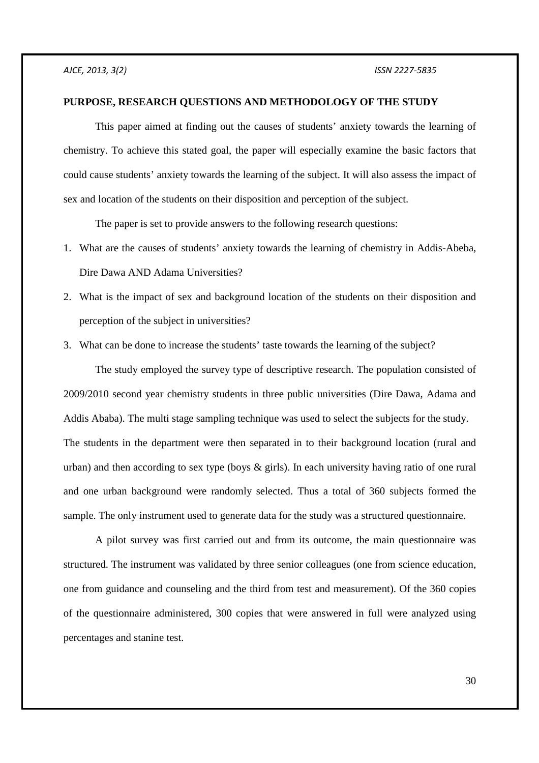**PURPOSE, RESEARCH QUESTIONS AND METHODOLOGY OF THE STUDY**

This paper aimed at finding out the causes of students' anxiety towards the learning of chemistry. To achieve this stated goal, the paper will especially examine the basic factors that could cause students' anxiety towards the learning of the subject. It will also assess the impact of sex and location of the students on their disposition and perception of the subject.

The paper is set to provide answers to the following research questions:

1. What are the causes of students' anxiety towards the learning of chemistry in Addis-Abeba, Dire Dawa AND Adama Universities?
2. What is the impact of sex and background location of the students on their disposition and perception of the subject in universities?
3. What can be done to increase the students' taste towards the learning of the subject?

The study employed the survey type of descriptive research. The population consisted of 2009/2010 second year chemistry students in three public universities (Dire Dawa, Adama and Addis Ababa). The multi stage sampling technique was used to select the subjects for the study. The students in the department were then separated in to their background location (rural and urban) and then according to sex type (boys & girls). In each university having ratio of one rural and one urban background were randomly selected. Thus a total of 360 subjects formed the sample. The only instrument used to generate data for the study was a structured questionnaire.

A pilot survey was first carried out and from its outcome, the main questionnaire was structured. The instrument was validated by three senior colleagues (one from science education, one from guidance and counseling and the third from test and measurement). Of the 360 copies of the questionnaire administered, 300 copies that were answered in full were analyzed using percentages and stanine test.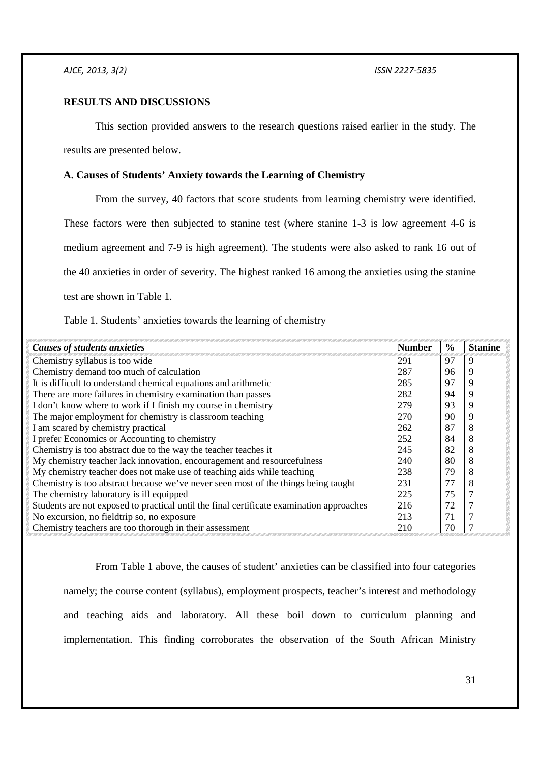## RESULTS AND DISCUSSIONS

This section provided answers to the research questions raised earlier in the study. The results are presented below.

### A. Causes of Students' Anxiety towards the Learning of Chemistry

From the survey, 40 factors that score students from learning chemistry were identified. These factors were then subjected to stanine test (where stanine 1-3 is low agreement 4-6 is medium agreement and 7-9 is high agreement). The students were also asked to rank 16 out of the 40 anxieties in order of severity. The highest ranked 16 among the anxieties using the stanine test are shown in Table 1.

Table 1. Students' anxieties towards the learning of chemistry

| *Causes of students anxieties* | Number | % | Stanine |
|---|---|---|---|
| Chemistry syllabus is too wide | 291 | 97 | 9 |
| Chemistry demand too much of calculation | 287 | 96 | 9 |
| It is difficult to understand chemical equations and arithmetic | 285 | 97 | 9 |
| There are more failures in chemistry examination than passes | 282 | 94 | 9 |
| I don't know where to work if I finish my course in chemistry | 279 | 93 | 9 |
| The major employment for chemistry is classroom teaching | 270 | 90 | 9 |
| I am scared by chemistry practical | 262 | 87 | 8 |
| I prefer Economics or Accounting to chemistry | 252 | 84 | 8 |
| Chemistry is too abstract due to the way the teacher teaches it | 245 | 82 | 8 |
| My chemistry teacher lack innovation, encouragement and resourcefulness | 240 | 80 | 8 |
| My chemistry teacher does not make use of teaching aids while teaching | 238 | 79 | 8 |
| Chemistry is too abstract because we've never seen most of the things being taught | 231 | 77 | 8 |
| The chemistry laboratory is ill equipped | 225 | 75 | 7 |
| Students are not exposed to practical until the final certificate examination approaches | 216 | 72 | 7 |
| No excursion, no fieldtrip so, no exposure | 213 | 71 | 7 |
| Chemistry teachers are too thorough in their assessment | 210 | 70 | 7 |

From Table 1 above, the causes of student' anxieties can be classified into four categories namely; the course content (syllabus), employment prospects, teacher's interest and methodology and teaching aids and laboratory. All these boil down to curriculum planning and implementation. This finding corroborates the observation of the South African Ministry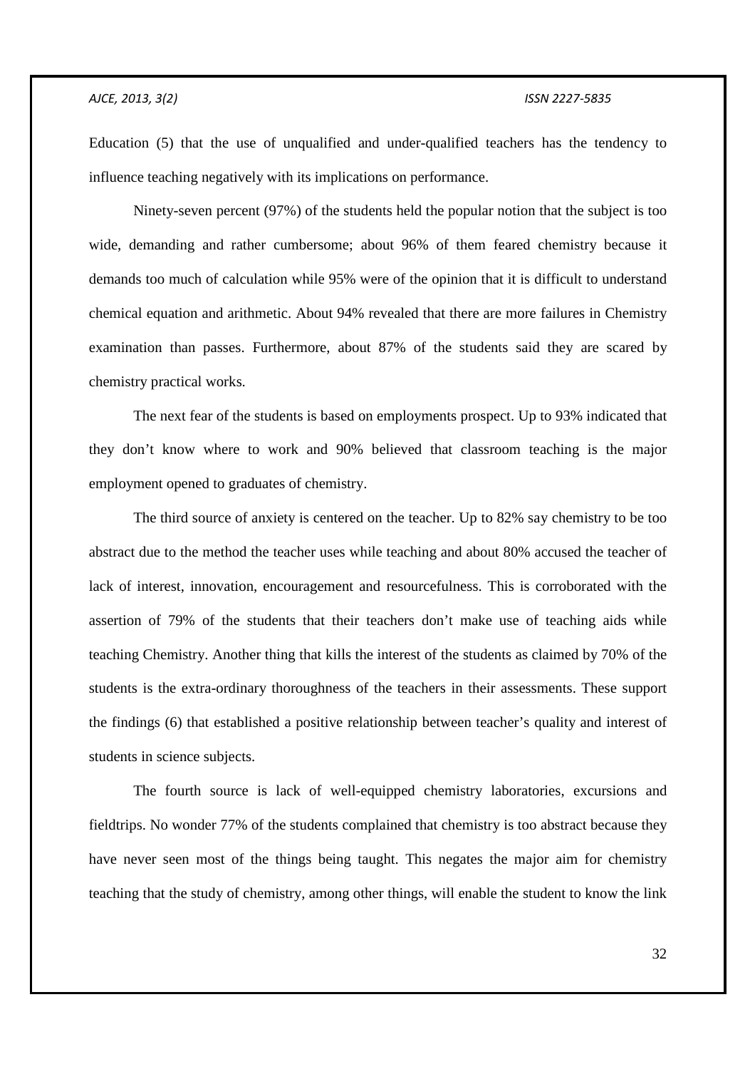Education (5) that the use of unqualified and under-qualified teachers has the tendency to influence teaching negatively with its implications on performance.

Ninety-seven percent (97%) of the students held the popular notion that the subject is too wide, demanding and rather cumbersome; about 96% of them feared chemistry because it demands too much of calculation while 95% were of the opinion that it is difficult to understand chemical equation and arithmetic. About 94% revealed that there are more failures in Chemistry examination than passes. Furthermore, about 87% of the students said they are scared by chemistry practical works.

The next fear of the students is based on employments prospect. Up to 93% indicated that they don't know where to work and 90% believed that classroom teaching is the major employment opened to graduates of chemistry.

The third source of anxiety is centered on the teacher. Up to 82% say chemistry to be too abstract due to the method the teacher uses while teaching and about 80% accused the teacher of lack of interest, innovation, encouragement and resourcefulness. This is corroborated with the assertion of 79% of the students that their teachers don't make use of teaching aids while teaching Chemistry. Another thing that kills the interest of the students as claimed by 70% of the students is the extra-ordinary thoroughness of the teachers in their assessments. These support the findings (6) that established a positive relationship between teacher's quality and interest of students in science subjects.

The fourth source is lack of well-equipped chemistry laboratories, excursions and fieldtrips. No wonder 77% of the students complained that chemistry is too abstract because they have never seen most of the things being taught. This negates the major aim for chemistry teaching that the study of chemistry, among other things, will enable the student to know the link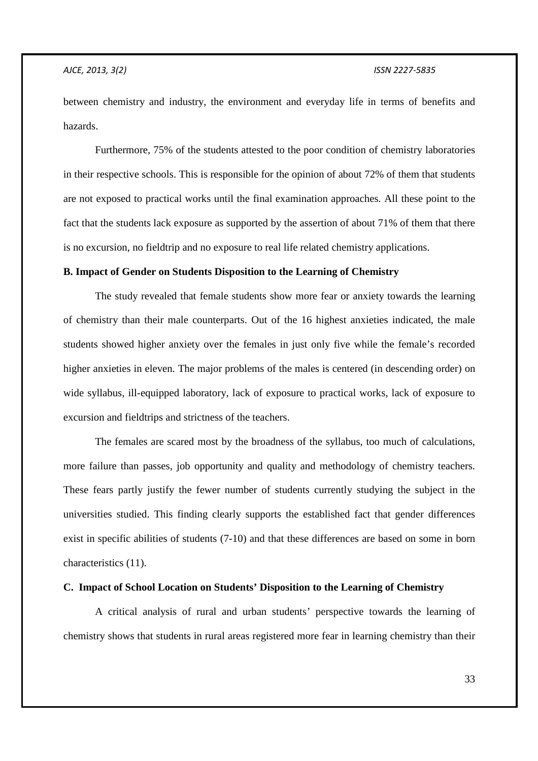between chemistry and industry, the environment and everyday life in terms of benefits and hazards.

Furthermore, 75% of the students attested to the poor condition of chemistry laboratories in their respective schools. This is responsible for the opinion of about 72% of them that students are not exposed to practical works until the final examination approaches. All these point to the fact that the students lack exposure as supported by the assertion of about 71% of them that there is no excursion, no fieldtrip and no exposure to real life related chemistry applications.

**B. Impact of Gender on Students Disposition to the Learning of Chemistry**

The study revealed that female students show more fear or anxiety towards the learning of chemistry than their male counterparts. Out of the 16 highest anxieties indicated, the male students showed higher anxiety over the females in just only five while the female's recorded higher anxieties in eleven. The major problems of the males is centered (in descending order) on wide syllabus, ill-equipped laboratory, lack of exposure to practical works, lack of exposure to excursion and fieldtrips and strictness of the teachers.

The females are scared most by the broadness of the syllabus, too much of calculations, more failure than passes, job opportunity and quality and methodology of chemistry teachers. These fears partly justify the fewer number of students currently studying the subject in the universities studied. This finding clearly supports the established fact that gender differences exist in specific abilities of students (7-10) and that these differences are based on some in born characteristics (11).

**C. Impact of School Location on Students' Disposition to the Learning of Chemistry**

A critical analysis of rural and urban students' perspective towards the learning of chemistry shows that students in rural areas registered more fear in learning chemistry than their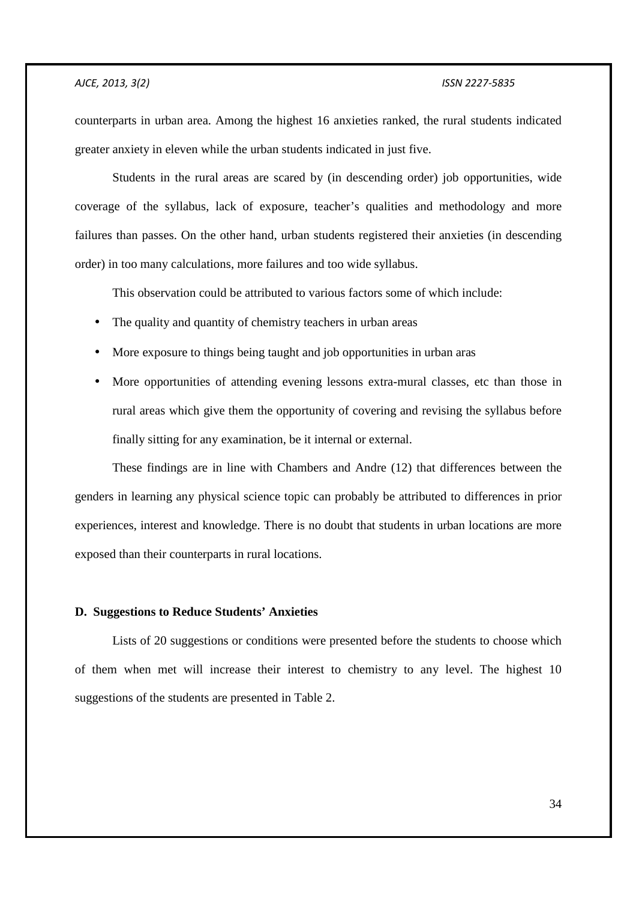counterparts in urban area. Among the highest 16 anxieties ranked, the rural students indicated greater anxiety in eleven while the urban students indicated in just five.

Students in the rural areas are scared by (in descending order) job opportunities, wide coverage of the syllabus, lack of exposure, teacher's qualities and methodology and more failures than passes. On the other hand, urban students registered their anxieties (in descending order) in too many calculations, more failures and too wide syllabus.

This observation could be attributed to various factors some of which include:

- The quality and quantity of chemistry teachers in urban areas
- More exposure to things being taught and job opportunities in urban aras
- More opportunities of attending evening lessons extra-mural classes, etc than those in rural areas which give them the opportunity of covering and revising the syllabus before finally sitting for any examination, be it internal or external.

These findings are in line with Chambers and Andre (12) that differences between the genders in learning any physical science topic can probably be attributed to differences in prior experiences, interest and knowledge. There is no doubt that students in urban locations are more exposed than their counterparts in rural locations.

### D. Suggestions to Reduce Students' Anxieties

Lists of 20 suggestions or conditions were presented before the students to choose which of them when met will increase their interest to chemistry to any level. The highest 10 suggestions of the students are presented in Table 2.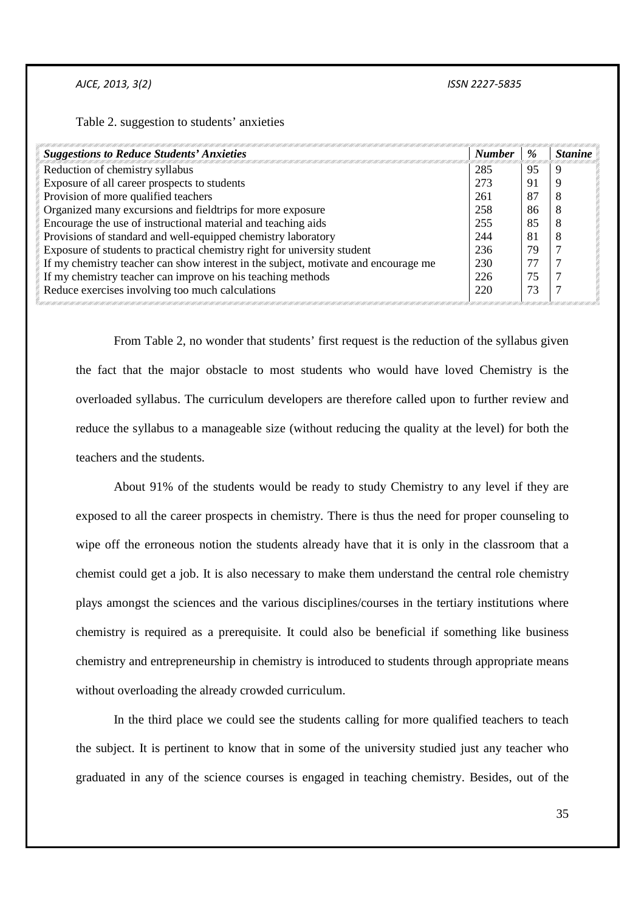Table 2. suggestion to students' anxieties

| *Suggestions to Reduce Students' Anxieties* | *Number* | *%* | *Stanine* |
|---|---|---|---|
| Reduction of chemistry syllabus | 285 | 95 | 9 |
| Exposure of all career prospects to students | 273 | 91 | 9 |
| Provision of more qualified teachers | 261 | 87 | 8 |
| Organized many excursions and fieldtrips for more exposure | 258 | 86 | 8 |
| Encourage the use of instructional material and teaching aids | 255 | 85 | 8 |
| Provisions of standard and well-equipped chemistry laboratory | 244 | 81 | 8 |
| Exposure of students to practical chemistry right for university student | 236 | 79 | 7 |
| If my chemistry teacher can show interest in the subject, motivate and encourage me | 230 | 77 | 7 |
| If my chemistry teacher can improve on his teaching methods | 226 | 75 | 7 |
| Reduce exercises involving too much calculations | 220 | 73 | 7 |

From Table 2, no wonder that students' first request is the reduction of the syllabus given the fact that the major obstacle to most students who would have loved Chemistry is the overloaded syllabus. The curriculum developers are therefore called upon to further review and reduce the syllabus to a manageable size (without reducing the quality at the level) for both the teachers and the students.

About 91% of the students would be ready to study Chemistry to any level if they are exposed to all the career prospects in chemistry. There is thus the need for proper counseling to wipe off the erroneous notion the students already have that it is only in the classroom that a chemist could get a job. It is also necessary to make them understand the central role chemistry plays amongst the sciences and the various disciplines/courses in the tertiary institutions where chemistry is required as a prerequisite. It could also be beneficial if something like business chemistry and entrepreneurship in chemistry is introduced to students through appropriate means without overloading the already crowded curriculum.

In the third place we could see the students calling for more qualified teachers to teach the subject. It is pertinent to know that in some of the university studied just any teacher who graduated in any of the science courses is engaged in teaching chemistry. Besides, out of the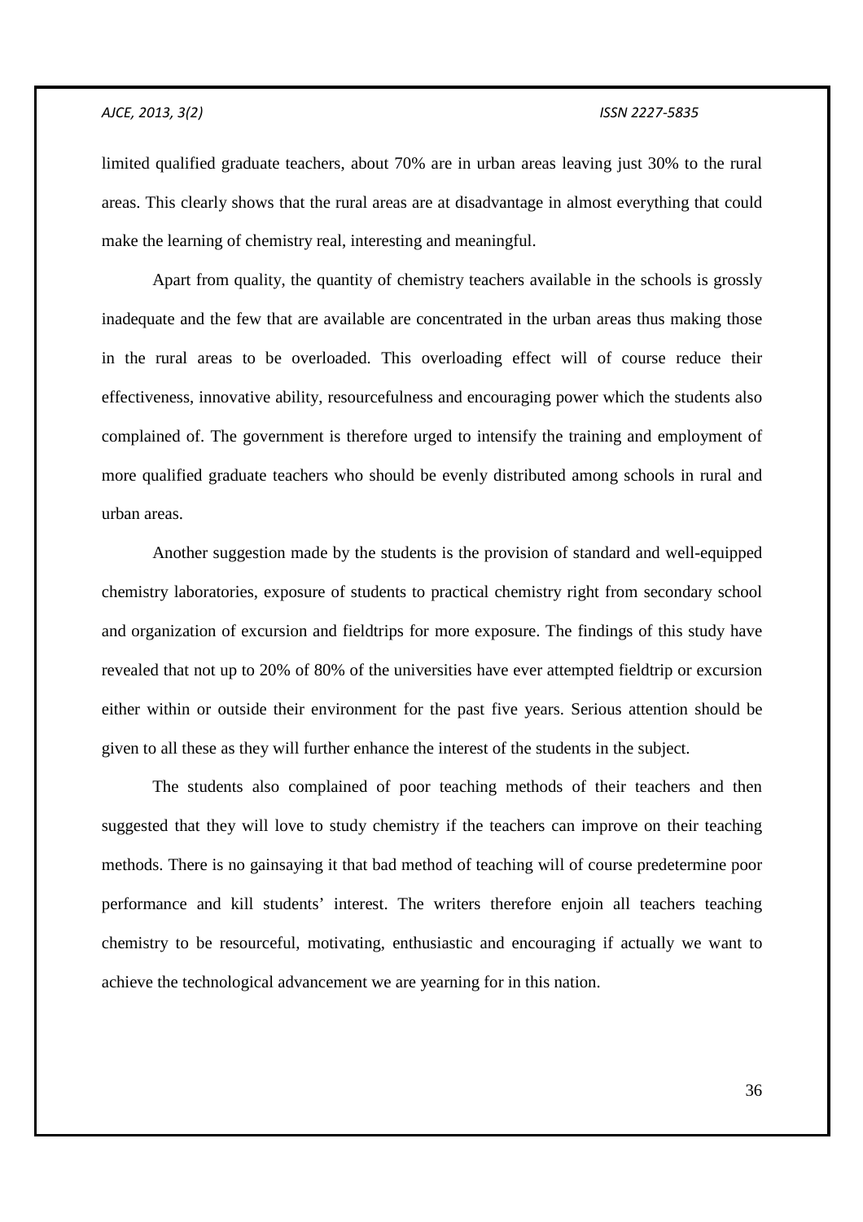limited qualified graduate teachers, about 70% are in urban areas leaving just 30% to the rural areas. This clearly shows that the rural areas are at disadvantage in almost everything that could make the learning of chemistry real, interesting and meaningful.

Apart from quality, the quantity of chemistry teachers available in the schools is grossly inadequate and the few that are available are concentrated in the urban areas thus making those in the rural areas to be overloaded. This overloading effect will of course reduce their effectiveness, innovative ability, resourcefulness and encouraging power which the students also complained of. The government is therefore urged to intensify the training and employment of more qualified graduate teachers who should be evenly distributed among schools in rural and urban areas.

Another suggestion made by the students is the provision of standard and well-equipped chemistry laboratories, exposure of students to practical chemistry right from secondary school and organization of excursion and fieldtrips for more exposure. The findings of this study have revealed that not up to 20% of 80% of the universities have ever attempted fieldtrip or excursion either within or outside their environment for the past five years. Serious attention should be given to all these as they will further enhance the interest of the students in the subject.

The students also complained of poor teaching methods of their teachers and then suggested that they will love to study chemistry if the teachers can improve on their teaching methods. There is no gainsaying it that bad method of teaching will of course predetermine poor performance and kill students' interest. The writers therefore enjoin all teachers teaching chemistry to be resourceful, motivating, enthusiastic and encouraging if actually we want to achieve the technological advancement we are yearning for in this nation.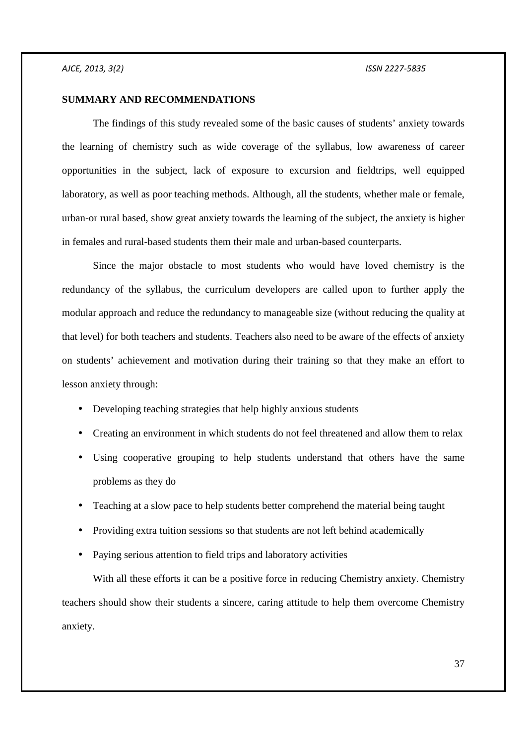## SUMMARY AND RECOMMENDATIONS

The findings of this study revealed some of the basic causes of students' anxiety towards the learning of chemistry such as wide coverage of the syllabus, low awareness of career opportunities in the subject, lack of exposure to excursion and fieldtrips, well equipped laboratory, as well as poor teaching methods. Although, all the students, whether male or female, urban-or rural based, show great anxiety towards the learning of the subject, the anxiety is higher in females and rural-based students them their male and urban-based counterparts.

Since the major obstacle to most students who would have loved chemistry is the redundancy of the syllabus, the curriculum developers are called upon to further apply the modular approach and reduce the redundancy to manageable size (without reducing the quality at that level) for both teachers and students. Teachers also need to be aware of the effects of anxiety on students' achievement and motivation during their training so that they make an effort to lesson anxiety through:

- Developing teaching strategies that help highly anxious students
- Creating an environment in which students do not feel threatened and allow them to relax
- Using cooperative grouping to help students understand that others have the same problems as they do
- Teaching at a slow pace to help students better comprehend the material being taught
- Providing extra tuition sessions so that students are not left behind academically
- Paying serious attention to field trips and laboratory activities

With all these efforts it can be a positive force in reducing Chemistry anxiety. Chemistry teachers should show their students a sincere, caring attitude to help them overcome Chemistry anxiety.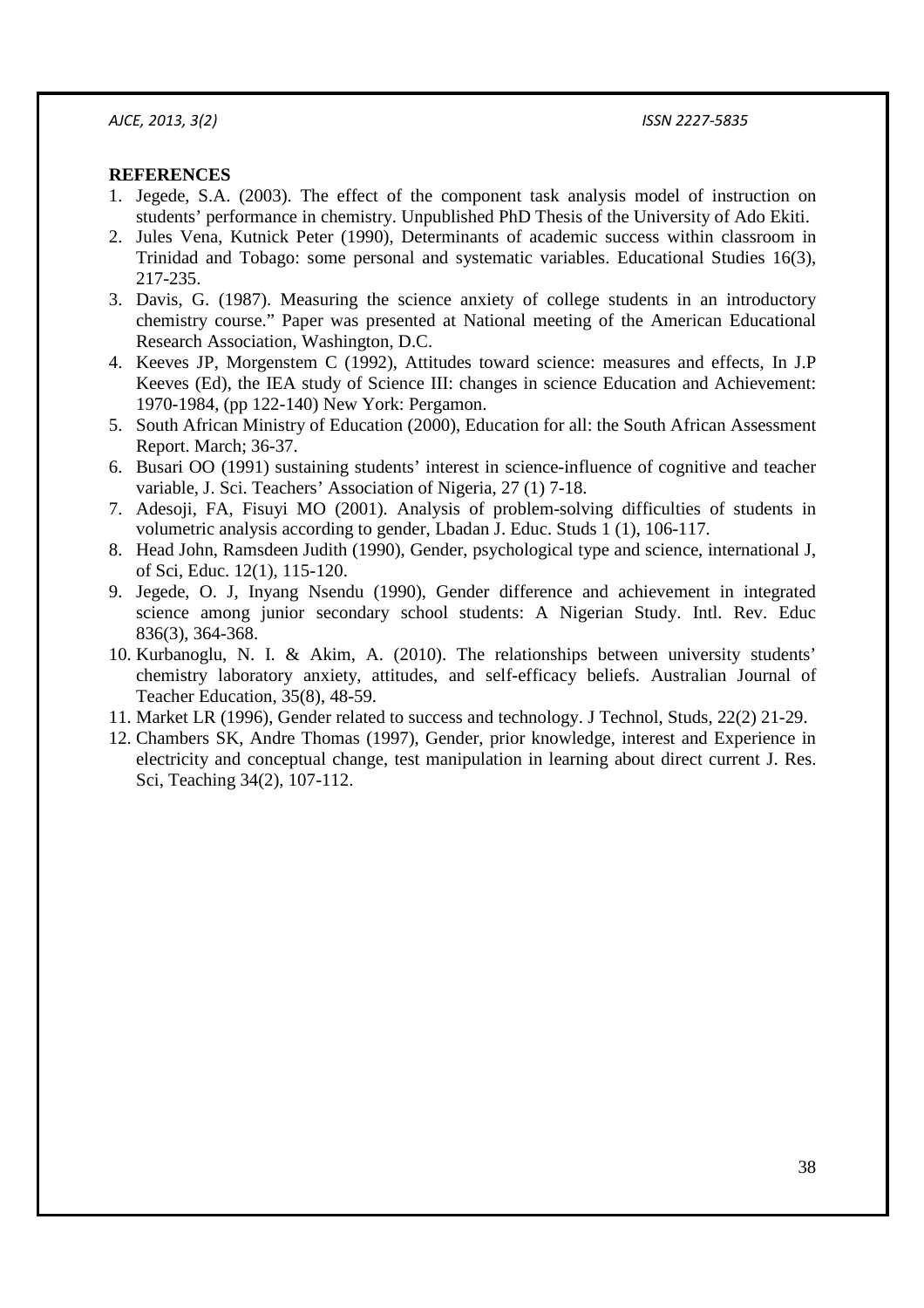**REFERENCES**

1. Jegede, S.A. (2003). The effect of the component task analysis model of instruction on students' performance in chemistry. Unpublished PhD Thesis of the University of Ado Ekiti.
2. Jules Vena, Kutnick Peter (1990), Determinants of academic success within classroom in Trinidad and Tobago: some personal and systematic variables. Educational Studies 16(3), 217-235.
3. Davis, G. (1987). Measuring the science anxiety of college students in an introductory chemistry course." Paper was presented at National meeting of the American Educational Research Association, Washington, D.C.
4. Keeves JP, Morgenstem C (1992), Attitudes toward science: measures and effects, In J.P Keeves (Ed), the IEA study of Science III: changes in science Education and Achievement: 1970-1984, (pp 122-140) New York: Pergamon.
5. South African Ministry of Education (2000), Education for all: the South African Assessment Report. March; 36-37.
6. Busari OO (1991) sustaining students' interest in science-influence of cognitive and teacher variable, J. Sci. Teachers' Association of Nigeria, 27 (1) 7-18.
7. Adesoji, FA, Fisuyi MO (2001). Analysis of problem-solving difficulties of students in volumetric analysis according to gender, Lbadan J. Educ. Studs 1 (1), 106-117.
8. Head John, Ramsdeen Judith (1990), Gender, psychological type and science, international J, of Sci, Educ. 12(1), 115-120.
9. Jegede, O. J, Inyang Nsendu (1990), Gender difference and achievement in integrated science among junior secondary school students: A Nigerian Study. Intl. Rev. Educ 836(3), 364-368.
10. Kurbanoglu, N. I. & Akim, A. (2010). The relationships between university students' chemistry laboratory anxiety, attitudes, and self-efficacy beliefs. Australian Journal of Teacher Education, 35(8), 48-59.
11. Market LR (1996), Gender related to success and technology. J Technol, Studs, 22(2) 21-29.
12. Chambers SK, Andre Thomas (1997), Gender, prior knowledge, interest and Experience in electricity and conceptual change, test manipulation in learning about direct current J. Res. Sci, Teaching 34(2), 107-112.